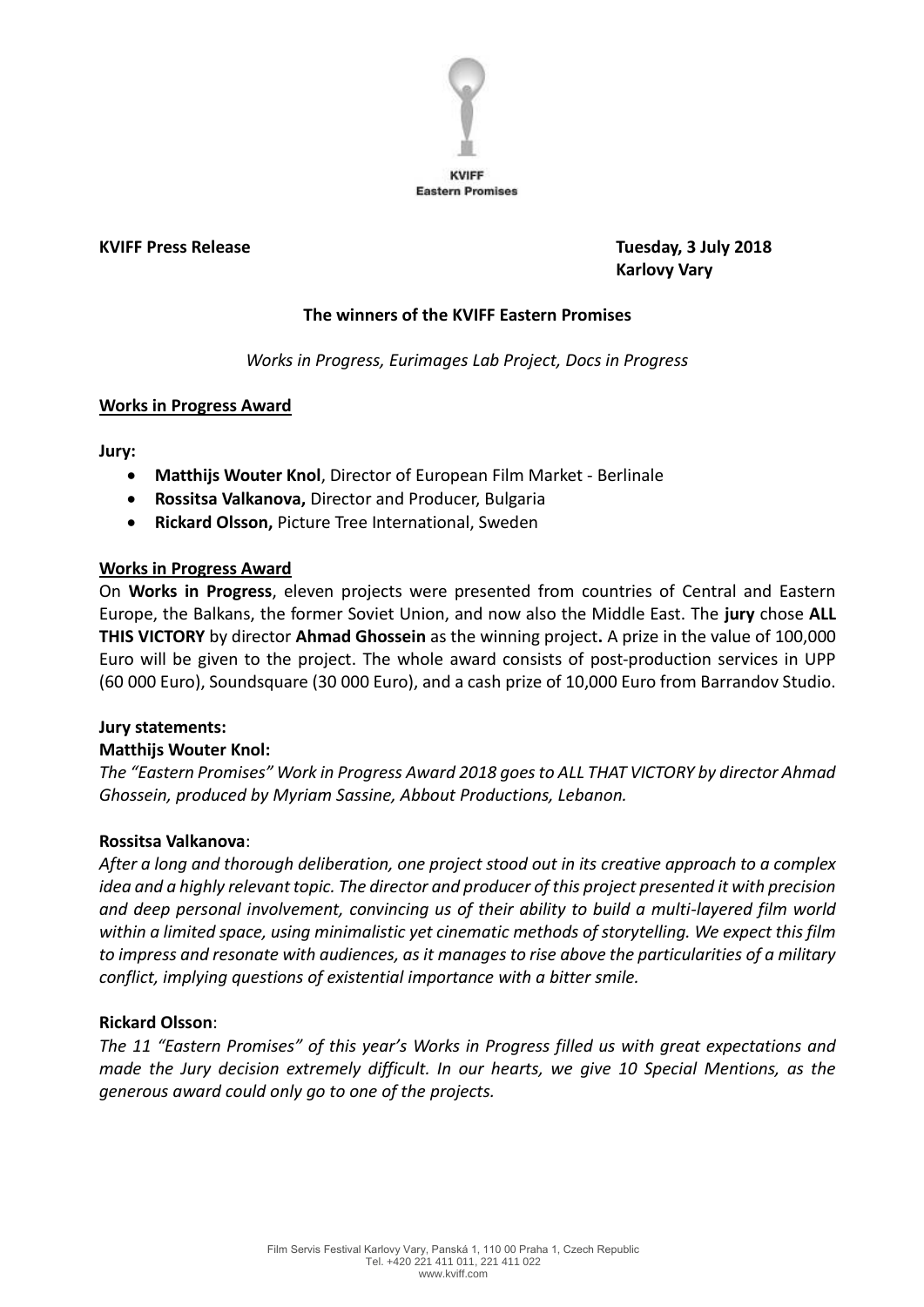KVIFF
Eastern Promises

**KVIFF Press Release** **Tuesday, 3 July 2018**
**Karlovy Vary**

## The winners of the KVIFF Eastern Promises

*Works in Progress, Eurimages Lab Project, Docs in Progress*

### Works in Progress Award

**Jury:**

- **Matthijs Wouter Knol**, Director of European Film Market - Berlinale
- **Rossitsa Valkanova,** Director and Producer, Bulgaria
- **Rickard Olsson,** Picture Tree International, Sweden

### Works in Progress Award

On **Works in Progress**, eleven projects were presented from countries of Central and Eastern Europe, the Balkans, the former Soviet Union, and now also the Middle East. The **jury** chose **ALL THIS VICTORY** by director **Ahmad Ghossein** as the winning project**.** A prize in the value of 100,000 Euro will be given to the project. The whole award consists of post-production services in UPP (60 000 Euro), Soundsquare (30 000 Euro), and a cash prize of 10,000 Euro from Barrandov Studio.

**Jury statements:**

**Matthijs Wouter Knol:**

*The "Eastern Promises" Work in Progress Award 2018 goes to ALL THAT VICTORY by director Ahmad Ghossein, produced by Myriam Sassine, Abbout Productions, Lebanon.*

**Rossitsa Valkanova**:

*After a long and thorough deliberation, one project stood out in its creative approach to a complex idea and a highly relevant topic. The director and producer of this project presented it with precision and deep personal involvement, convincing us of their ability to build a multi-layered film world within a limited space, using minimalistic yet cinematic methods of storytelling. We expect this film to impress and resonate with audiences, as it manages to rise above the particularities of a military conflict, implying questions of existential importance with a bitter smile.*

**Rickard Olsson**:

*The 11 "Eastern Promises" of this year's Works in Progress filled us with great expectations and made the Jury decision extremely difficult. In our hearts, we give 10 Special Mentions, as the generous award could only go to one of the projects.*

Film Servis Festival Karlovy Vary, Panská 1, 110 00 Praha 1, Czech Republic
Tel. +420 221 411 011, 221 411 022
www.kviff.com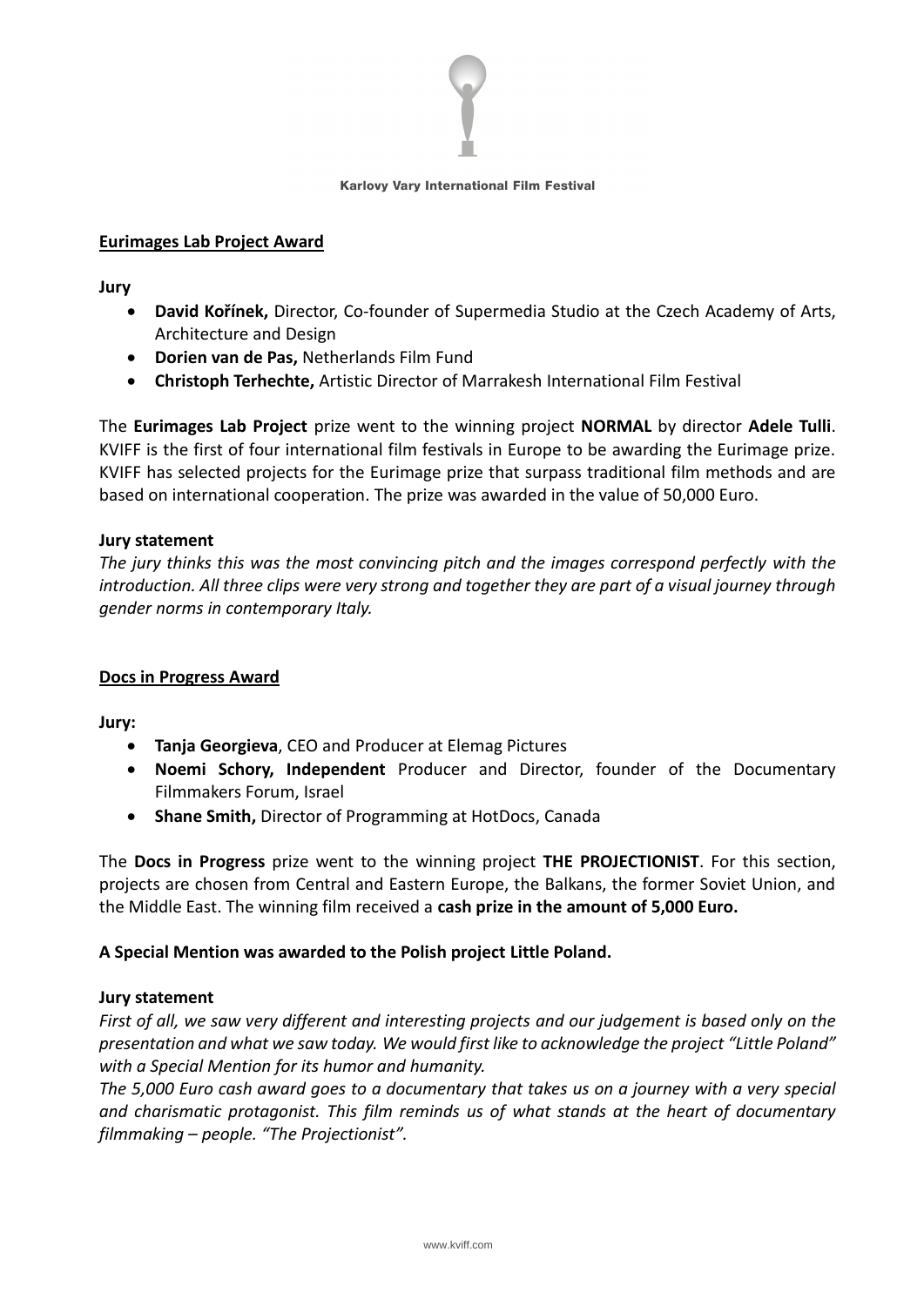**Eurimages Lab Project Award**

**Jury**

- **David Kořínek,** Director, Co-founder of Supermedia Studio at the Czech Academy of Arts, Architecture and Design
- **Dorien van de Pas,** Netherlands Film Fund
- **Christoph Terhechte,** Artistic Director of Marrakesh International Film Festival

The **Eurimages Lab Project** prize went to the winning project **NORMAL** by director **Adele Tulli**. KVIFF is the first of four international film festivals in Europe to be awarding the Eurimage prize. KVIFF has selected projects for the Eurimage prize that surpass traditional film methods and are based on international cooperation. The prize was awarded in the value of 50,000 Euro.

**Jury statement**

*The jury thinks this was the most convincing pitch and the images correspond perfectly with the introduction. All three clips were very strong and together they are part of a visual journey through gender norms in contemporary Italy.*

**Docs in Progress Award**

**Jury:**

- **Tanja Georgieva**, CEO and Producer at Elemag Pictures
- **Noemi Schory, Independent** Producer and Director, founder of the Documentary Filmmakers Forum, Israel
- **Shane Smith,** Director of Programming at HotDocs, Canada

The **Docs in Progress** prize went to the winning project **THE PROJECTIONIST**. For this section, projects are chosen from Central and Eastern Europe, the Balkans, the former Soviet Union, and the Middle East. The winning film received a **cash prize in the amount of 5,000 Euro.**

**A Special Mention was awarded to the Polish project Little Poland.**

**Jury statement**

*First of all, we saw very different and interesting projects and our judgement is based only on the presentation and what we saw today. We would first like to acknowledge the project "Little Poland" with a Special Mention for its humor and humanity.*

*The 5,000 Euro cash award goes to a documentary that takes us on a journey with a very special and charismatic protagonist. This film reminds us of what stands at the heart of documentary filmmaking – people. "The Projectionist".*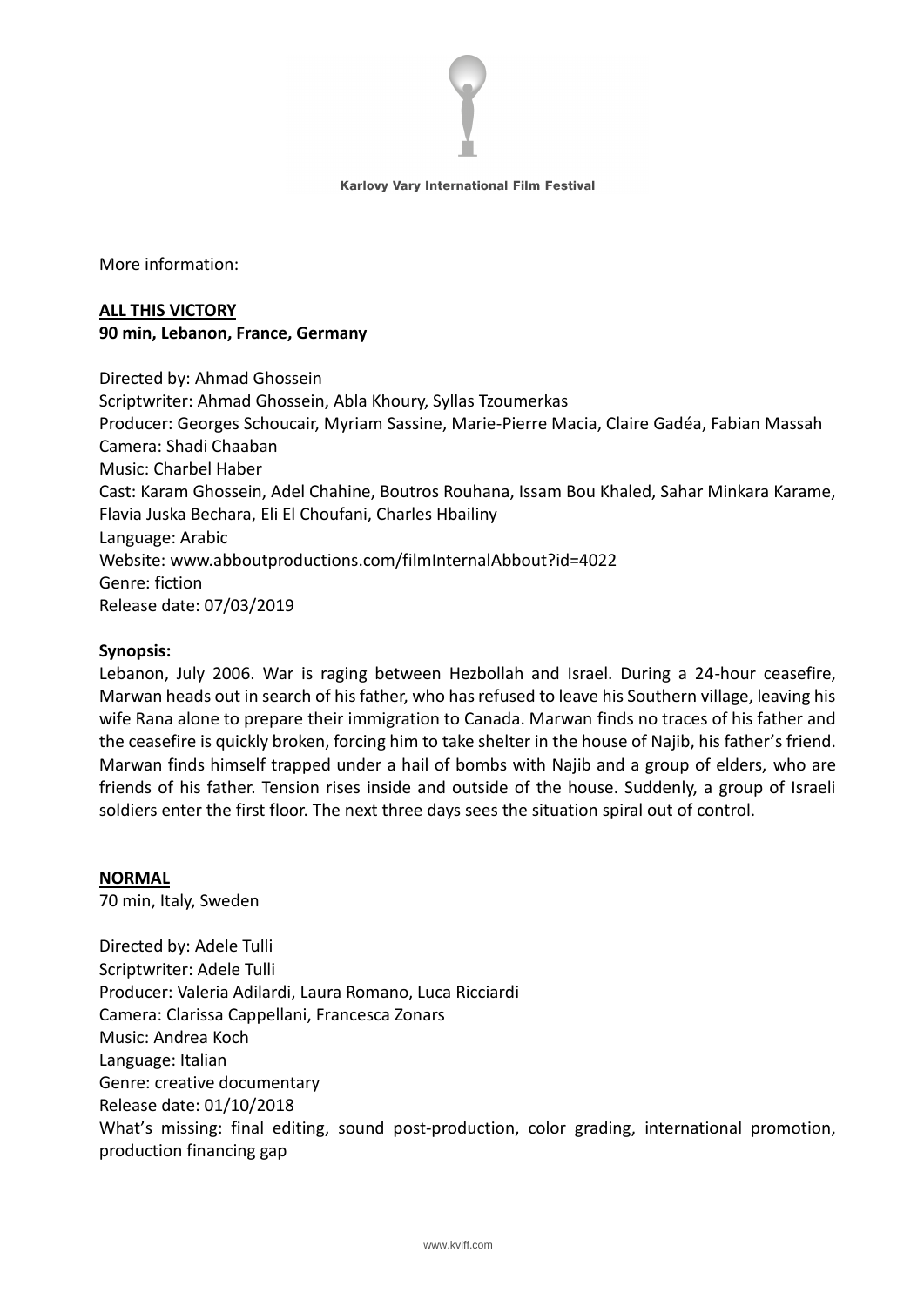More information:

**ALL THIS VICTORY**
**90 min, Lebanon, France, Germany**

Directed by: Ahmad Ghossein
Scriptwriter: Ahmad Ghossein, Abla Khoury, Syllas Tzoumerkas
Producer: Georges Schoucair, Myriam Sassine, Marie-Pierre Macia, Claire Gadéa, Fabian Massah
Camera: Shadi Chaaban
Music: Charbel Haber
Cast: Karam Ghossein, Adel Chahine, Boutros Rouhana, Issam Bou Khaled, Sahar Minkara Karame, Flavia Juska Bechara, Eli El Choufani, Charles Hbailiny
Language: Arabic
Website: www.abboutproductions.com/filmInternalAbbout?id=4022
Genre: fiction
Release date: 07/03/2019

**Synopsis:**
Lebanon, July 2006. War is raging between Hezbollah and Israel. During a 24-hour ceasefire, Marwan heads out in search of his father, who has refused to leave his Southern village, leaving his wife Rana alone to prepare their immigration to Canada. Marwan finds no traces of his father and the ceasefire is quickly broken, forcing him to take shelter in the house of Najib, his father's friend. Marwan finds himself trapped under a hail of bombs with Najib and a group of elders, who are friends of his father. Tension rises inside and outside of the house. Suddenly, a group of Israeli soldiers enter the first floor. The next three days sees the situation spiral out of control.

**NORMAL**
70 min, Italy, Sweden

Directed by: Adele Tulli
Scriptwriter: Adele Tulli
Producer: Valeria Adilardi, Laura Romano, Luca Ricciardi
Camera: Clarissa Cappellani, Francesca Zonars
Music: Andrea Koch
Language: Italian
Genre: creative documentary
Release date: 01/10/2018
What's missing: final editing, sound post-production, color grading, international promotion, production financing gap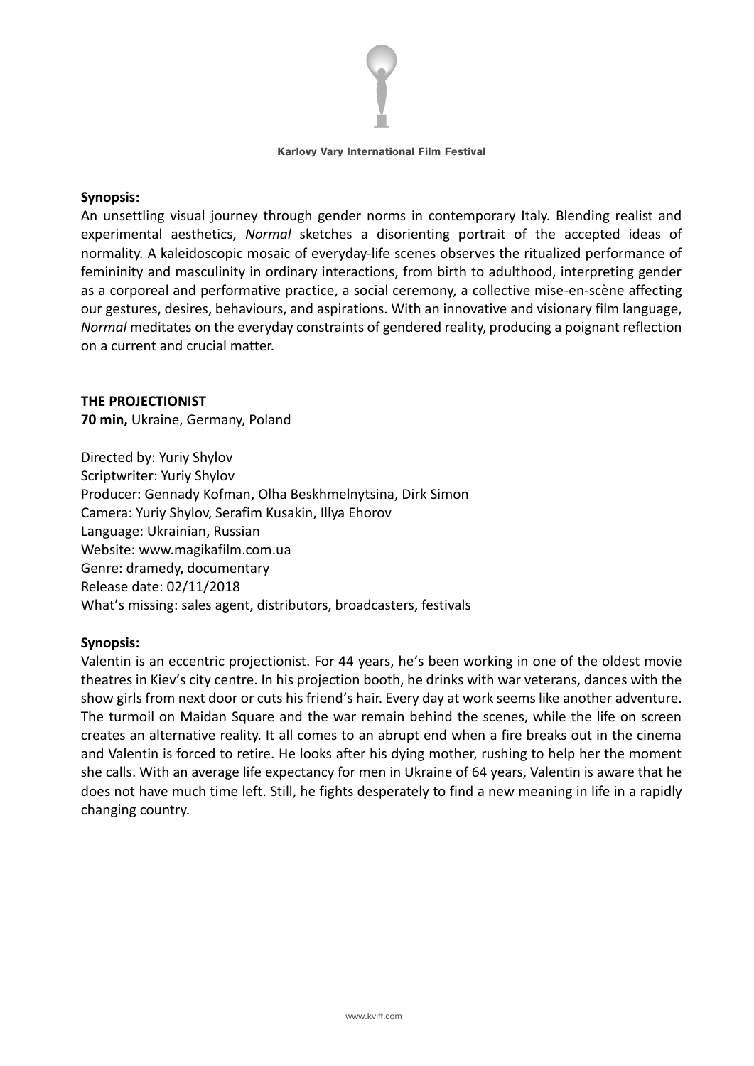**Synopsis:**
An unsettling visual journey through gender norms in contemporary Italy. Blending realist and experimental aesthetics, *Normal* sketches a disorienting portrait of the accepted ideas of normality. A kaleidoscopic mosaic of everyday-life scenes observes the ritualized performance of femininity and masculinity in ordinary interactions, from birth to adulthood, interpreting gender as a corporeal and performative practice, a social ceremony, a collective mise-en-scène affecting our gestures, desires, behaviours, and aspirations. With an innovative and visionary film language, *Normal* meditates on the everyday constraints of gendered reality, producing a poignant reflection on a current and crucial matter.

**THE PROJECTIONIST**
**70 min,** Ukraine, Germany, Poland

Directed by: Yuriy Shylov
Scriptwriter: Yuriy Shylov
Producer: Gennady Kofman, Olha Beskhmelnytsina, Dirk Simon
Camera: Yuriy Shylov, Serafim Kusakin, Illya Ehorov
Language: Ukrainian, Russian
Website: www.magikafilm.com.ua
Genre: dramedy, documentary
Release date: 02/11/2018
What's missing: sales agent, distributors, broadcasters, festivals

**Synopsis:**
Valentin is an eccentric projectionist. For 44 years, he's been working in one of the oldest movie theatres in Kiev's city centre. In his projection booth, he drinks with war veterans, dances with the show girls from next door or cuts his friend's hair. Every day at work seems like another adventure. The turmoil on Maidan Square and the war remain behind the scenes, while the life on screen creates an alternative reality. It all comes to an abrupt end when a fire breaks out in the cinema and Valentin is forced to retire. He looks after his dying mother, rushing to help her the moment she calls. With an average life expectancy for men in Ukraine of 64 years, Valentin is aware that he does not have much time left. Still, he fights desperately to find a new meaning in life in a rapidly changing country.